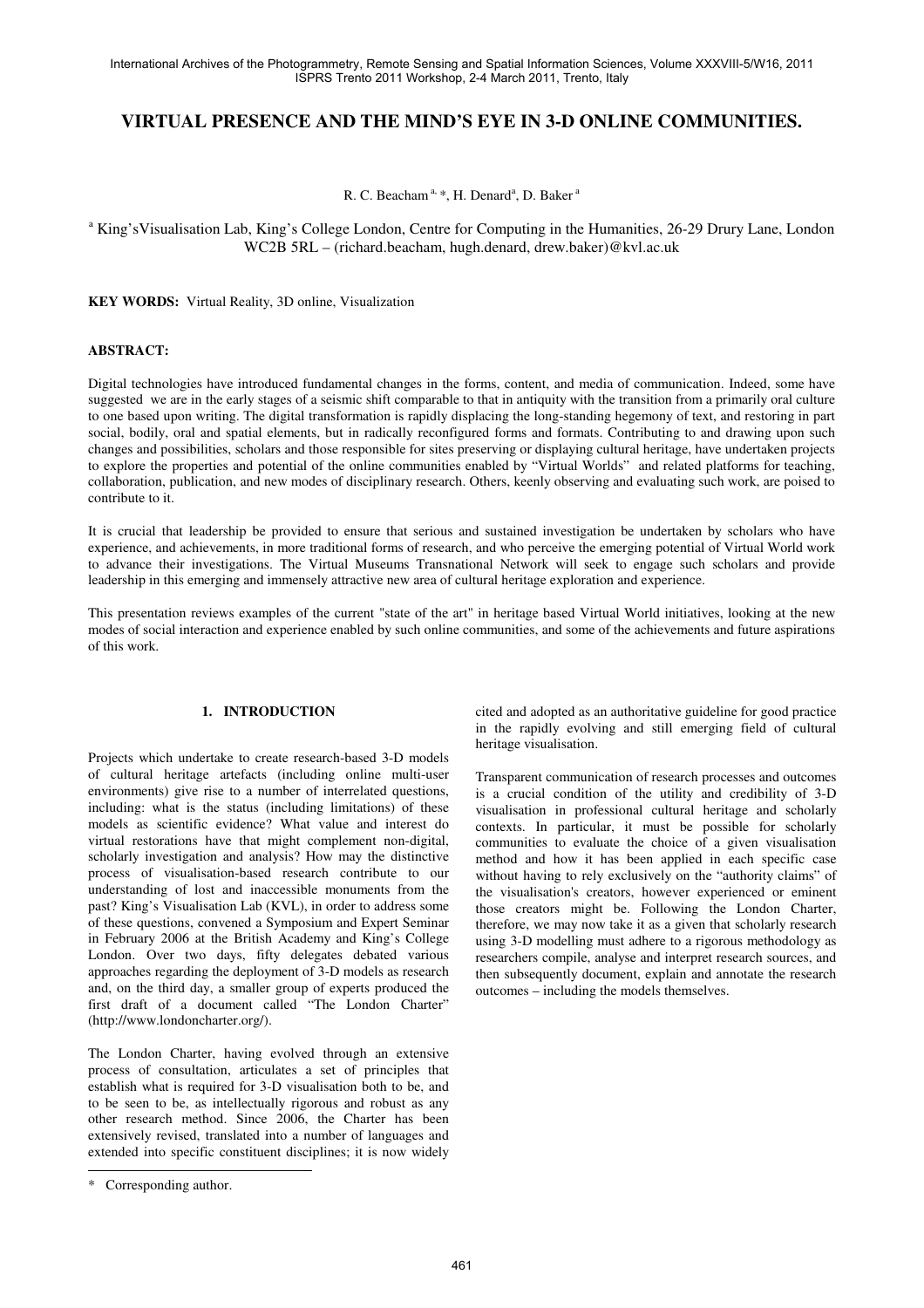# VIRTUAL PRESENCE AND THE MIND'S EYE IN 3-D ONLINE COMMUNITIES.

R. C. Beacham [a, *], H. Denard[a], D. Baker [a]

[a] King'sVisualisation Lab, King's College London, Centre for Computing in the Humanities, 26-29 Drury Lane, London WC2B 5RL – (richard.beacham, hugh.denard, drew.baker)@kvl.ac.uk

**KEY WORDS:** Virtual Reality, 3D online, Visualization

## ABSTRACT:

Digital technologies have introduced fundamental changes in the forms, content, and media of communication. Indeed, some have suggested we are in the early stages of a seismic shift comparable to that in antiquity with the transition from a primarily oral culture to one based upon writing. The digital transformation is rapidly displacing the long-standing hegemony of text, and restoring in part social, bodily, oral and spatial elements, but in radically reconfigured forms and formats. Contributing to and drawing upon such changes and possibilities, scholars and those responsible for sites preserving or displaying cultural heritage, have undertaken projects to explore the properties and potential of the online communities enabled by "Virtual Worlds" and related platforms for teaching, collaboration, publication, and new modes of disciplinary research. Others, keenly observing and evaluating such work, are poised to contribute to it.

It is crucial that leadership be provided to ensure that serious and sustained investigation be undertaken by scholars who have experience, and achievements, in more traditional forms of research, and who perceive the emerging potential of Virtual World work to advance their investigations. The Virtual Museums Transnational Network will seek to engage such scholars and provide leadership in this emerging and immensely attractive new area of cultural heritage exploration and experience.

This presentation reviews examples of the current "state of the art" in heritage based Virtual World initiatives, looking at the new modes of social interaction and experience enabled by such online communities, and some of the achievements and future aspirations of this work.

## 1. INTRODUCTION

Projects which undertake to create research-based 3-D models of cultural heritage artefacts (including online multi-user environments) give rise to a number of interrelated questions, including: what is the status (including limitations) of these models as scientific evidence? What value and interest do virtual restorations have that might complement non-digital, scholarly investigation and analysis? How may the distinctive process of visualisation-based research contribute to our understanding of lost and inaccessible monuments from the past? King's Visualisation Lab (KVL), in order to address some of these questions, convened a Symposium and Expert Seminar in February 2006 at the British Academy and King's College London. Over two days, fifty delegates debated various approaches regarding the deployment of 3-D models as research and, on the third day, a smaller group of experts produced the first draft of a document called "The London Charter" (http://www.londoncharter.org/).

The London Charter, having evolved through an extensive process of consultation, articulates a set of principles that establish what is required for 3-D visualisation both to be, and to be seen to be, as intellectually rigorous and robust as any other research method. Since 2006, the Charter has been extensively revised, translated into a number of languages and extended into specific constituent disciplines; it is now widely cited and adopted as an authoritative guideline for good practice in the rapidly evolving and still emerging field of cultural heritage visualisation.

Transparent communication of research processes and outcomes is a crucial condition of the utility and credibility of 3-D visualisation in professional cultural heritage and scholarly contexts. In particular, it must be possible for scholarly communities to evaluate the choice of a given visualisation method and how it has been applied in each specific case without having to rely exclusively on the "authority claims" of the visualisation's creators, however experienced or eminent those creators might be. Following the London Charter, therefore, we may now take it as a given that scholarly research using 3-D modelling must adhere to a rigorous methodology as researchers compile, analyse and interpret research sources, and then subsequently document, explain and annotate the research outcomes – including the models themselves.

* Corresponding author.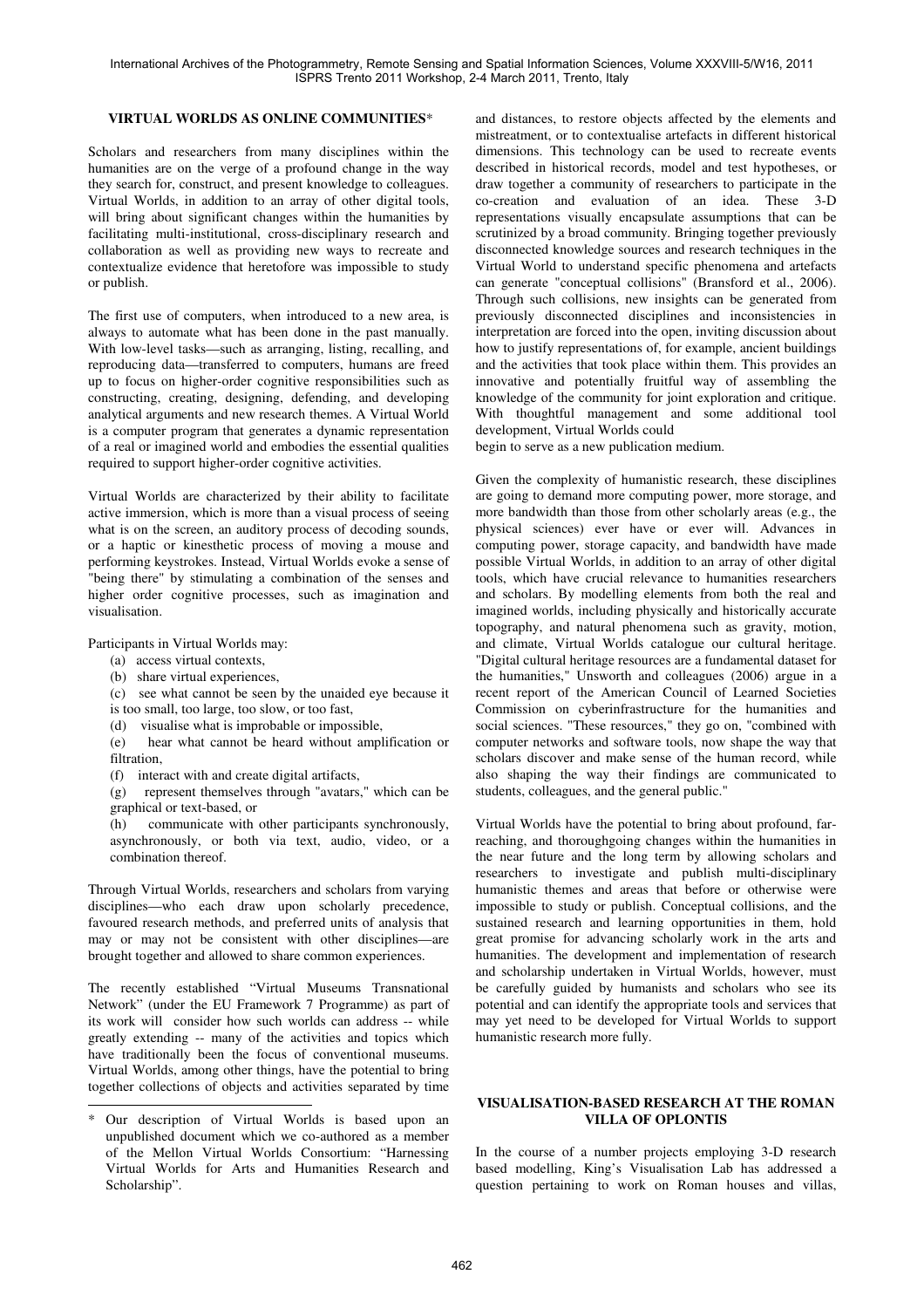## VIRTUAL WORLDS AS ONLINE COMMUNITIES*

Scholars and researchers from many disciplines within the humanities are on the verge of a profound change in the way they search for, construct, and present knowledge to colleagues. Virtual Worlds, in addition to an array of other digital tools, will bring about significant changes within the humanities by facilitating multi-institutional, cross-disciplinary research and collaboration as well as providing new ways to recreate and contextualize evidence that heretofore was impossible to study or publish.

The first use of computers, when introduced to a new area, is always to automate what has been done in the past manually. With low-level tasks—such as arranging, listing, recalling, and reproducing data—transferred to computers, humans are freed up to focus on higher-order cognitive responsibilities such as constructing, creating, designing, defending, and developing analytical arguments and new research themes. A Virtual World is a computer program that generates a dynamic representation of a real or imagined world and embodies the essential qualities required to support higher-order cognitive activities.

Virtual Worlds are characterized by their ability to facilitate active immersion, which is more than a visual process of seeing what is on the screen, an auditory process of decoding sounds, or a haptic or kinesthetic process of moving a mouse and performing keystrokes. Instead, Virtual Worlds evoke a sense of "being there" by stimulating a combination of the senses and higher order cognitive processes, such as imagination and visualisation.

Participants in Virtual Worlds may:

(a) access virtual contexts,

(b) share virtual experiences,

(c) see what cannot be seen by the unaided eye because it is too small, too large, too slow, or too fast,

(d) visualise what is improbable or impossible,

(e) hear what cannot be heard without amplification or filtration,

(f) interact with and create digital artifacts,

(g) represent themselves through "avatars," which can be graphical or text-based, or

(h) communicate with other participants synchronously, asynchronously, or both via text, audio, video, or a combination thereof.

Through Virtual Worlds, researchers and scholars from varying disciplines—who each draw upon scholarly precedence, favoured research methods, and preferred units of analysis that may or may not be consistent with other disciplines—are brought together and allowed to share common experiences.

The recently established "Virtual Museums Transnational Network" (under the EU Framework 7 Programme) as part of its work will consider how such worlds can address -- while greatly extending -- many of the activities and topics which have traditionally been the focus of conventional museums. Virtual Worlds, among other things, have the potential to bring together collections of objects and activities separated by time and distances, to restore objects affected by the elements and mistreatment, or to contextualise artefacts in different historical dimensions. This technology can be used to recreate events described in historical records, model and test hypotheses, or draw together a community of researchers to participate in the co-creation and evaluation of an idea. These 3-D representations visually encapsulate assumptions that can be scrutinized by a broad community. Bringing together previously disconnected knowledge sources and research techniques in the Virtual World to understand specific phenomena and artefacts can generate "conceptual collisions" (Bransford et al., 2006). Through such collisions, new insights can be generated from previously disconnected disciplines and inconsistencies in interpretation are forced into the open, inviting discussion about how to justify representations of, for example, ancient buildings and the activities that took place within them. This provides an innovative and potentially fruitful way of assembling the knowledge of the community for joint exploration and critique. With thoughtful management and some additional tool development, Virtual Worlds could begin to serve as a new publication medium.

Given the complexity of humanistic research, these disciplines are going to demand more computing power, more storage, and more bandwidth than those from other scholarly areas (e.g., the physical sciences) ever have or ever will. Advances in computing power, storage capacity, and bandwidth have made possible Virtual Worlds, in addition to an array of other digital tools, which have crucial relevance to humanities researchers and scholars. By modelling elements from both the real and imagined worlds, including physically and historically accurate topography, and natural phenomena such as gravity, motion, and climate, Virtual Worlds catalogue our cultural heritage. "Digital cultural heritage resources are a fundamental dataset for the humanities," Unsworth and colleagues (2006) argue in a recent report of the American Council of Learned Societies Commission on cyberinfrastructure for the humanities and social sciences. "These resources," they go on, "combined with computer networks and software tools, now shape the way that scholars discover and make sense of the human record, while also shaping the way their findings are communicated to students, colleagues, and the general public."

Virtual Worlds have the potential to bring about profound, far-reaching, and thoroughgoing changes within the humanities in the near future and the long term by allowing scholars and researchers to investigate and publish multi-disciplinary humanistic themes and areas that before or otherwise were impossible to study or publish. Conceptual collisions, and the sustained research and learning opportunities in them, hold great promise for advancing scholarly work in the arts and humanities. The development and implementation of research and scholarship undertaken in Virtual Worlds, however, must be carefully guided by humanists and scholars who see its potential and can identify the appropriate tools and services that may yet need to be developed for Virtual Worlds to support humanistic research more fully.

## VISUALISATION-BASED RESEARCH AT THE ROMAN VILLA OF OPLONTIS

In the course of a number projects employing 3-D research based modelling, King's Visualisation Lab has addressed a question pertaining to work on Roman houses and villas,

* Our description of Virtual Worlds is based upon an unpublished document which we co-authored as a member of the Mellon Virtual Worlds Consortium: "Harnessing Virtual Worlds for Arts and Humanities Research and Scholarship".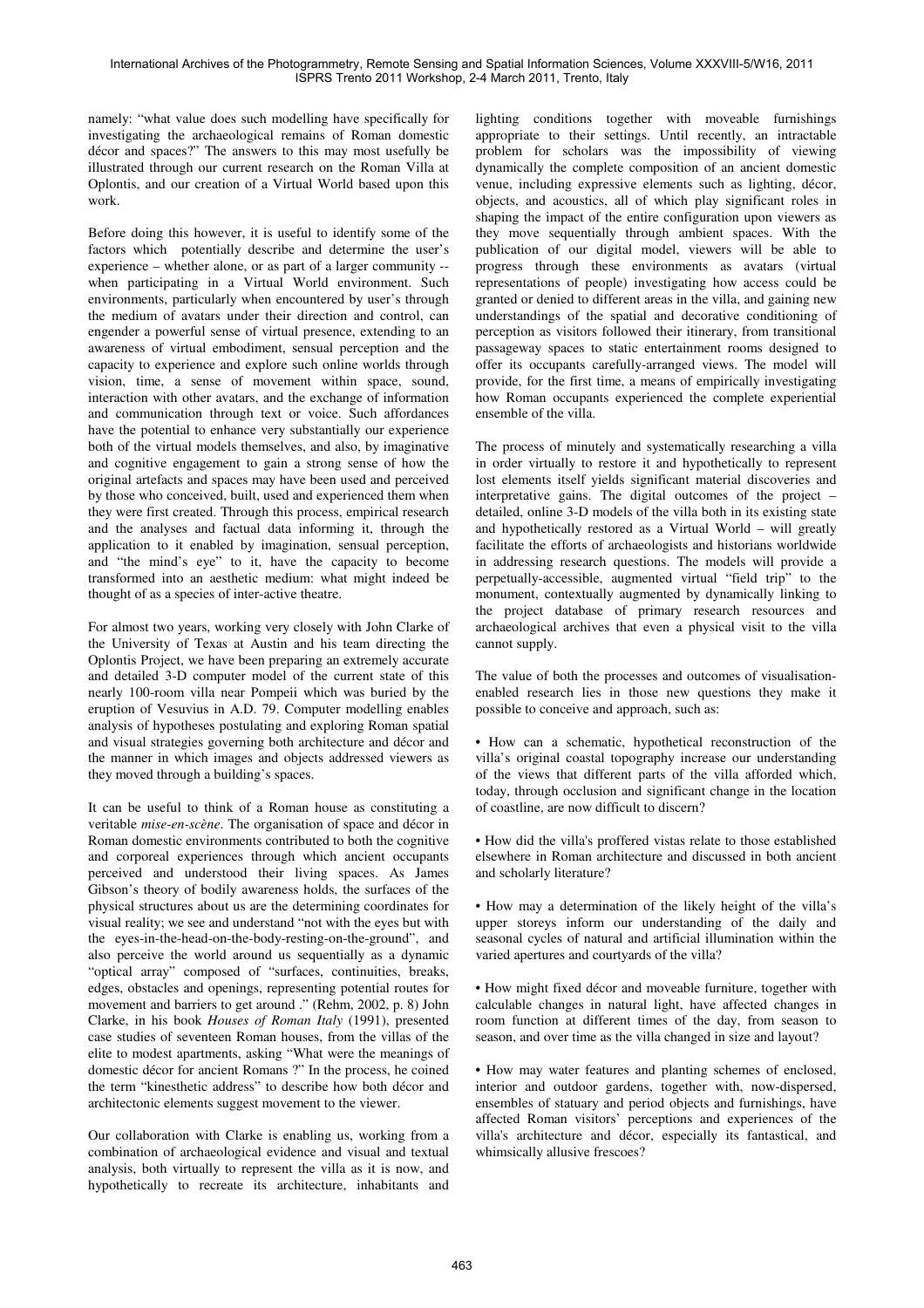namely: "what value does such modelling have specifically for investigating the archaeological remains of Roman domestic décor and spaces?" The answers to this may most usefully be illustrated through our current research on the Roman Villa at Oplontis, and our creation of a Virtual World based upon this work.

Before doing this however, it is useful to identify some of the factors which potentially describe and determine the user's experience – whether alone, or as part of a larger community -- when participating in a Virtual World environment. Such environments, particularly when encountered by user's through the medium of avatars under their direction and control, can engender a powerful sense of virtual presence, extending to an awareness of virtual embodiment, sensual perception and the capacity to experience and explore such online worlds through vision, time, a sense of movement within space, sound, interaction with other avatars, and the exchange of information and communication through text or voice. Such affordances have the potential to enhance very substantially our experience both of the virtual models themselves, and also, by imaginative and cognitive engagement to gain a strong sense of how the original artefacts and spaces may have been used and perceived by those who conceived, built, used and experienced them when they were first created. Through this process, empirical research and the analyses and factual data informing it, through the application to it enabled by imagination, sensual perception, and "the mind's eye" to it, have the capacity to become transformed into an aesthetic medium: what might indeed be thought of as a species of inter-active theatre.

For almost two years, working very closely with John Clarke of the University of Texas at Austin and his team directing the Oplontis Project, we have been preparing an extremely accurate and detailed 3-D computer model of the current state of this nearly 100-room villa near Pompeii which was buried by the eruption of Vesuvius in A.D. 79. Computer modelling enables analysis of hypotheses postulating and exploring Roman spatial and visual strategies governing both architecture and décor and the manner in which images and objects addressed viewers as they moved through a building's spaces.

It can be useful to think of a Roman house as constituting a veritable *mise-en-scène*. The organisation of space and décor in Roman domestic environments contributed to both the cognitive and corporeal experiences through which ancient occupants perceived and understood their living spaces. As James Gibson's theory of bodily awareness holds, the surfaces of the physical structures about us are the determining coordinates for visual reality; we see and understand "not with the eyes but with the eyes-in-the-head-on-the-body-resting-on-the-ground", and also perceive the world around us sequentially as a dynamic "optical array" composed of "surfaces, continuities, breaks, edges, obstacles and openings, representing potential routes for movement and barriers to get around ." (Rehm, 2002, p. 8) John Clarke, in his book *Houses of Roman Italy* (1991), presented case studies of seventeen Roman houses, from the villas of the elite to modest apartments, asking "What were the meanings of domestic décor for ancient Romans ?" In the process, he coined the term "kinesthetic address" to describe how both décor and architectonic elements suggest movement to the viewer.

Our collaboration with Clarke is enabling us, working from a combination of archaeological evidence and visual and textual analysis, both virtually to represent the villa as it is now, and hypothetically to recreate its architecture, inhabitants and lighting conditions together with moveable furnishings appropriate to their settings. Until recently, an intractable problem for scholars was the impossibility of viewing dynamically the complete composition of an ancient domestic venue, including expressive elements such as lighting, décor, objects, and acoustics, all of which play significant roles in shaping the impact of the entire configuration upon viewers as they move sequentially through ambient spaces. With the publication of our digital model, viewers will be able to progress through these environments as avatars (virtual representations of people) investigating how access could be granted or denied to different areas in the villa, and gaining new understandings of the spatial and decorative conditioning of perception as visitors followed their itinerary, from transitional passageway spaces to static entertainment rooms designed to offer its occupants carefully-arranged views. The model will provide, for the first time, a means of empirically investigating how Roman occupants experienced the complete experiential ensemble of the villa.

The process of minutely and systematically researching a villa in order virtually to restore it and hypothetically to represent lost elements itself yields significant material discoveries and interpretative gains. The digital outcomes of the project – detailed, online 3-D models of the villa both in its existing state and hypothetically restored as a Virtual World – will greatly facilitate the efforts of archaeologists and historians worldwide in addressing research questions. The models will provide a perpetually-accessible, augmented virtual "field trip" to the monument, contextually augmented by dynamically linking to the project database of primary research resources and archaeological archives that even a physical visit to the villa cannot supply.

The value of both the processes and outcomes of visualisation-enabled research lies in those new questions they make it possible to conceive and approach, such as:

- How can a schematic, hypothetical reconstruction of the villa's original coastal topography increase our understanding of the views that different parts of the villa afforded which, today, through occlusion and significant change in the location of coastline, are now difficult to discern?

- How did the villa's proffered vistas relate to those established elsewhere in Roman architecture and discussed in both ancient and scholarly literature?

- How may a determination of the likely height of the villa's upper storeys inform our understanding of the daily and seasonal cycles of natural and artificial illumination within the varied apertures and courtyards of the villa?

- How might fixed décor and moveable furniture, together with calculable changes in natural light, have affected changes in room function at different times of the day, from season to season, and over time as the villa changed in size and layout?

- How may water features and planting schemes of enclosed, interior and outdoor gardens, together with, now-dispersed, ensembles of statuary and period objects and furnishings, have affected Roman visitors' perceptions and experiences of the villa's architecture and décor, especially its fantastical, and whimsically allusive frescoes?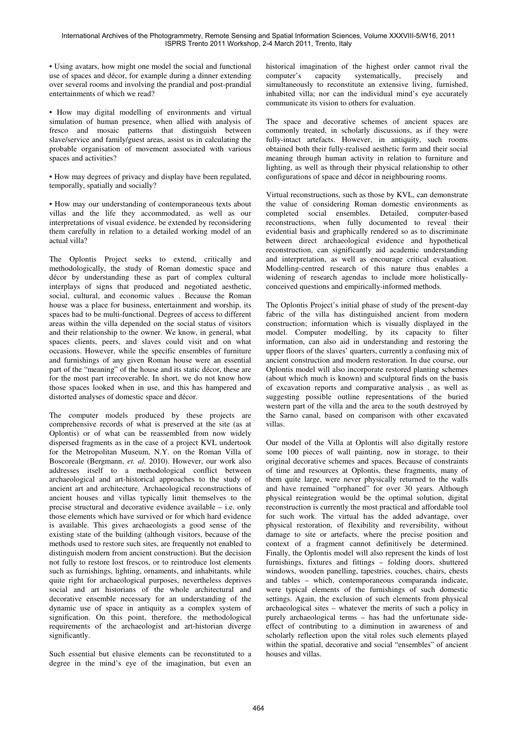• Using avatars, how might one model the social and functional use of spaces and décor, for example during a dinner extending over several rooms and involving the prandial and post-prandial entertainments of which we read?

• How may digital modelling of environments and virtual simulation of human presence, when allied with analysis of fresco and mosaic patterns that distinguish between slave/service and family/guest areas, assist us in calculating the probable organisation of movement associated with various spaces and activities?

• How may degrees of privacy and display have been regulated, temporally, spatially and socially?

• How may our understanding of contemporaneous texts about villas and the life they accommodated, as well as our interpretations of visual evidence, be extended by reconsidering them carefully in relation to a detailed working model of an actual villa?

The Oplontis Project seeks to extend, critically and methodologically, the study of Roman domestic space and décor by understanding these as part of complex cultural interplays of signs that produced and negotiated aesthetic, social, cultural, and economic values . Because the Roman house was a place for business, entertainment and worship, its spaces had to be multi-functional. Degrees of access to different areas within the villa depended on the social status of visitors and their relationship to the owner. We know, in general, what spaces clients, peers, and slaves could visit and on what occasions. However, while the specific ensembles of furniture and furnishings of any given Roman house were an essential part of the "meaning" of the house and its static décor, these are for the most part irrecoverable. In short, we do not know how those spaces looked when in use, and this has hampered and distorted analyses of domestic space and décor.

The computer models produced by these projects are comprehensive records of what is preserved at the site (as at Oplontis) or of what can be reassembled from now widely dispersed fragments as in the case of a project KVL undertook for the Metropolitan Museum, N.Y. on the Roman Villa of Boscoreale (Bergmann, *et. al.* 2010). However, our work also addresses itself to a methodological conflict between archaeological and art-historical approaches to the study of ancient art and architecture. Archaeological reconstructions of ancient houses and villas typically limit themselves to the precise structural and decorative evidence available – i.e. only those elements which have survived or for which hard evidence is available. This gives archaeologists a good sense of the existing state of the building (although visitors, because of the methods used to restore such sites, are frequently not enabled to distinguish modern from ancient construction). But the decision not fully to restore lost frescos, or to reintroduce lost elements such as furnishings, lighting, ornaments, and inhabitants, while quite right for archaeological purposes, nevertheless deprives social and art historians of the whole architectural and decorative ensemble necessary for an understanding of the dynamic use of space in antiquity as a complex system of signification. On this point, therefore, the methodological requirements of the archaeologist and art-historian diverge significantly.

Such essential but elusive elements can be reconstituted to a degree in the mind's eye of the imagination, but even an historical imagination of the highest order cannot rival the computer's capacity systematically, precisely and simultaneously to reconstitute an extensive living, furnished, inhabited villa; nor can the individual mind's eye accurately communicate its vision to others for evaluation.

The space and decorative schemes of ancient spaces are commonly treated, in scholarly discussions, as if they were fully-intact artefacts. However, in antiquity, such rooms obtained both their fully-realised aesthetic form and their social meaning through human activity in relation to furniture and lighting, as well as through their physical relationship to other configurations of space and décor in neighbouring rooms.

Virtual reconstructions, such as those by KVL, can demonstrate the value of considering Roman domestic environments as completed social ensembles. Detailed, computer-based reconstructions, when fully documented to reveal their evidential basis and graphically rendered so as to discriminate between direct archaeological evidence and hypothetical reconstruction, can significantly aid academic understanding and interpretation, as well as encourage critical evaluation. Modelling-centred research of this nature thus enables a widening of research agendas to include more holistically-conceived questions and empirically-informed methods.

The Oplontis Project's initial phase of study of the present-day fabric of the villa has distinguished ancient from modern construction; information which is visually displayed in the model. Computer modelling, by its capacity to filter information, can also aid in understanding and restoring the upper floors of the slaves' quarters, currently a confusing mix of ancient construction and modern restoration. In due course, our Oplontis model will also incorporate restored planting schemes (about which much is known) and sculptural finds on the basis of excavation reports and comparative analysis , as well as suggesting possible outline representations of the buried western part of the villa and the area to the south destroyed by the Sarno canal, based on comparison with other excavated villas.

Our model of the Villa at Oplontis will also digitally restore some 100 pieces of wall painting, now in storage, to their original decorative schemes and spaces. Because of constraints of time and resources at Oplontis, these fragments, many of them quite large, were never physically returned to the walls and have remained "orphaned" for over 30 years. Although physical reintegration would be the optimal solution, digital reconstruction is currently the most practical and affordable tool for such work. The virtual has the added advantage, over physical restoration, of flexibility and reversibility, without damage to site or artefacts, where the precise position and context of a fragment cannot definitively be determined. Finally, the Oplontis model will also represent the kinds of lost furnishings, fixtures and fittings – folding doors, shuttered windows, wooden panelling, tapestries, couches, chairs, chests and tables – which, contemporaneous comparanda indicate, were typical elements of the furnishings of such domestic settings. Again, the exclusion of such elements from physical archaeological sites – whatever the merits of such a policy in purely archaeological terms – has had the unfortunate side-effect of contributing to a diminution in awareness of and scholarly reflection upon the vital roles such elements played within the spatial, decorative and social "ensembles" of ancient houses and villas.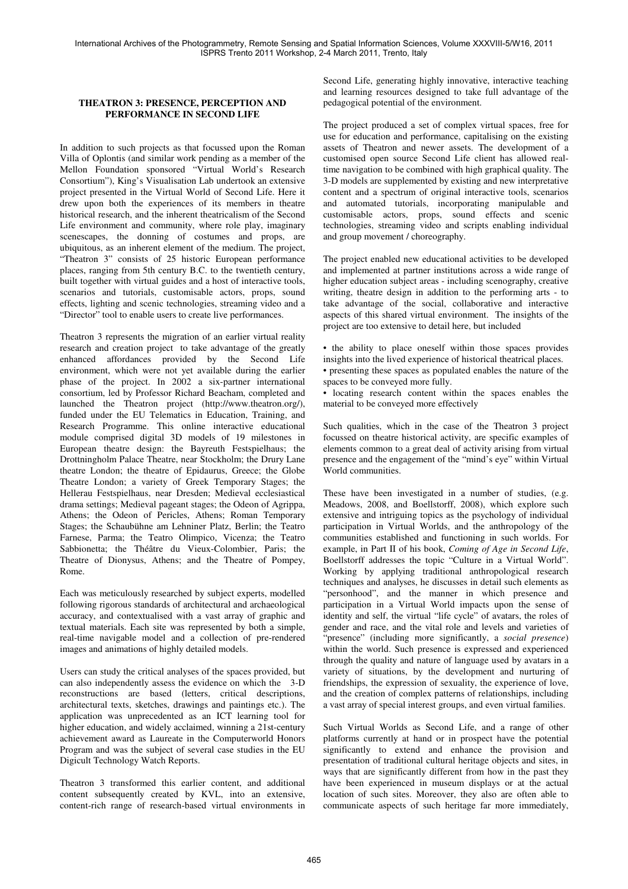## THEATRON 3: PRESENCE, PERCEPTION AND PERFORMANCE IN SECOND LIFE

In addition to such projects as that focussed upon the Roman Villa of Oplontis (and similar work pending as a member of the Mellon Foundation sponsored "Virtual World's Research Consortium"), King's Visualisation Lab undertook an extensive project presented in the Virtual World of Second Life. Here it drew upon both the experiences of its members in theatre historical research, and the inherent theatricalism of the Second Life environment and community, where role play, imaginary scenescapes, the donning of costumes and props, are ubiquitous, as an inherent element of the medium. The project, "Theatron 3" consists of 25 historic European performance places, ranging from 5th century B.C. to the twentieth century, built together with virtual guides and a host of interactive tools, scenarios and tutorials, customisable actors, props, sound effects, lighting and scenic technologies, streaming video and a "Director" tool to enable users to create live performances.

Theatron 3 represents the migration of an earlier virtual reality research and creation project to take advantage of the greatly enhanced affordances provided by the Second Life environment, which were not yet available during the earlier phase of the project. In 2002 a six-partner international consortium, led by Professor Richard Beacham, completed and launched the Theatron project (http://www.theatron.org/), funded under the EU Telematics in Education, Training, and Research Programme. This online interactive educational module comprised digital 3D models of 19 milestones in European theatre design: the Bayreuth Festspielhaus; the Drottningholm Palace Theatre, near Stockholm; the Drury Lane theatre London; the theatre of Epidaurus, Greece; the Globe Theatre London; a variety of Greek Temporary Stages; the Hellerau Festspielhaus, near Dresden; Medieval ecclesiastical drama settings; Medieval pageant stages; the Odeon of Agrippa, Athens; the Odeon of Pericles, Athens; Roman Temporary Stages; the Schaubühne am Lehniner Platz, Berlin; the Teatro Farnese, Parma; the Teatro Olimpico, Vicenza; the Teatro Sabbionetta; the Théâtre du Vieux-Colombier, Paris; the Theatre of Dionysus, Athens; and the Theatre of Pompey, Rome.

Each was meticulously researched by subject experts, modelled following rigorous standards of architectural and archaeological accuracy, and contextualised with a vast array of graphic and textual materials. Each site was represented by both a simple, real-time navigable model and a collection of pre-rendered images and animations of highly detailed models.

Users can study the critical analyses of the spaces provided, but can also independently assess the evidence on which the 3-D reconstructions are based (letters, critical descriptions, architectural texts, sketches, drawings and paintings etc.). The application was unprecedented as an ICT learning tool for higher education, and widely acclaimed, winning a 21st-century achievement award as Laureate in the Computerworld Honors Program and was the subject of several case studies in the EU Digicult Technology Watch Reports.

Theatron 3 transformed this earlier content, and additional content subsequently created by KVL, into an extensive, content-rich range of research-based virtual environments in Second Life, generating highly innovative, interactive teaching and learning resources designed to take full advantage of the pedagogical potential of the environment.

The project produced a set of complex virtual spaces, free for use for education and performance, capitalising on the existing assets of Theatron and newer assets. The development of a customised open source Second Life client has allowed real-time navigation to be combined with high graphical quality. The 3-D models are supplemented by existing and new interpretative content and a spectrum of original interactive tools, scenarios and automated tutorials, incorporating manipulable and customisable actors, props, sound effects and scenic technologies, streaming video and scripts enabling individual and group movement / choreography.

The project enabled new educational activities to be developed and implemented at partner institutions across a wide range of higher education subject areas - including scenography, creative writing, theatre design in addition to the performing arts - to take advantage of the social, collaborative and interactive aspects of this shared virtual environment. The insights of the project are too extensive to detail here, but included

- the ability to place oneself within those spaces provides insights into the lived experience of historical theatrical places.
- presenting these spaces as populated enables the nature of the spaces to be conveyed more fully.
- locating research content within the spaces enables the material to be conveyed more effectively

Such qualities, which in the case of the Theatron 3 project focussed on theatre historical activity, are specific examples of elements common to a great deal of activity arising from virtual presence and the engagement of the "mind's eye" within Virtual World communities.

These have been investigated in a number of studies, (e.g. Meadows, 2008, and Boellstorff, 2008), which explore such extensive and intriguing topics as the psychology of individual participation in Virtual Worlds, and the anthropology of the communities established and functioning in such worlds. For example, in Part II of his book, *Coming of Age in Second Life*, Boellstorff addresses the topic "Culture in a Virtual World". Working by applying traditional anthropological research techniques and analyses, he discusses in detail such elements as "personhood", and the manner in which presence and participation in a Virtual World impacts upon the sense of identity and self, the virtual "life cycle" of avatars, the roles of gender and race, and the vital role and levels and varieties of "presence" (including more significantly, a *social presence*) within the world. Such presence is expressed and experienced through the quality and nature of language used by avatars in a variety of situations, by the development and nurturing of friendships, the expression of sexuality, the experience of love, and the creation of complex patterns of relationships, including a vast array of special interest groups, and even virtual families.

Such Virtual Worlds as Second Life, and a range of other platforms currently at hand or in prospect have the potential significantly to extend and enhance the provision and presentation of traditional cultural heritage objects and sites, in ways that are significantly different from how in the past they have been experienced in museum displays or at the actual location of such sites. Moreover, they also are often able to communicate aspects of such heritage far more immediately,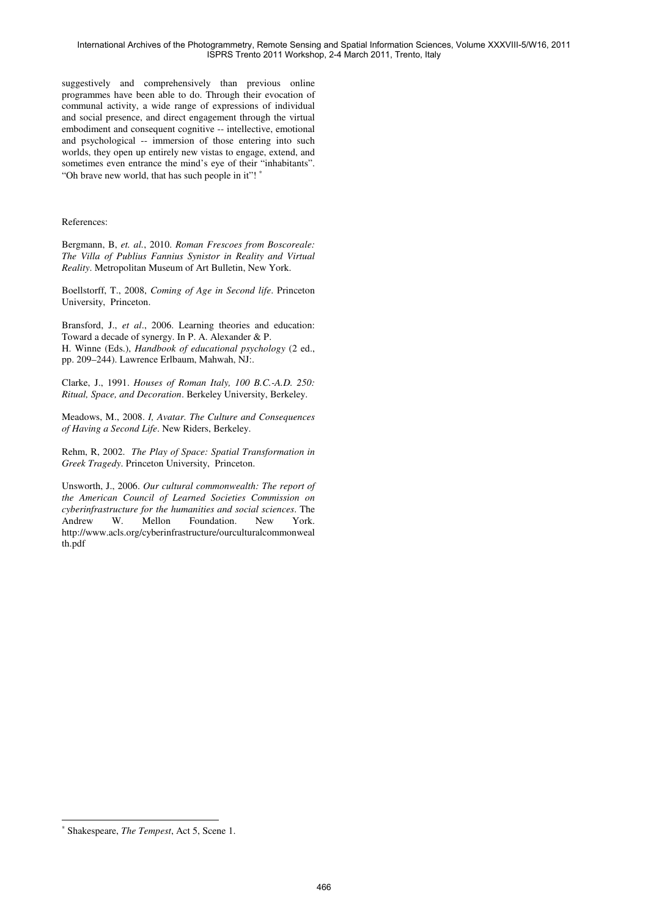suggestively and comprehensively than previous online programmes have been able to do. Through their evocation of communal activity, a wide range of expressions of individual and social presence, and direct engagement through the virtual embodiment and consequent cognitive -- intellective, emotional and psychological -- immersion of those entering into such worlds, they open up entirely new vistas to engage, extend, and sometimes even entrance the mind's eye of their "inhabitants". "Oh brave new world, that has such people in it"! [*]

References:

Bergmann, B, *et. al.*, 2010. *Roman Frescoes from Boscoreale: The Villa of Publius Fannius Synistor in Reality and Virtual Reality*. Metropolitan Museum of Art Bulletin, New York.

Boellstorff, T., 2008, *Coming of Age in Second life*. Princeton University, Princeton.

Bransford, J., *et al*., 2006. Learning theories and education: Toward a decade of synergy. In P. A. Alexander & P. H. Winne (Eds.), *Handbook of educational psychology* (2 ed., pp. 209–244). Lawrence Erlbaum, Mahwah, NJ:.

Clarke, J., 1991. *Houses of Roman Italy, 100 B.C.-A.D. 250: Ritual, Space, and Decoration*. Berkeley University, Berkeley.

Meadows, M., 2008. *I, Avatar. The Culture and Consequences of Having a Second Life*. New Riders, Berkeley.

Rehm, R, 2002. *The Play of Space: Spatial Transformation in Greek Tragedy*. Princeton University, Princeton.

Unsworth, J., 2006. *Our cultural commonwealth: The report of the American Council of Learned Societies Commission on cyberinfrastructure for the humanities and social sciences*. The Andrew W. Mellon Foundation. New York. http://www.acls.org/cyberinfrastructure/ourculturalcommonwealth.pdf

[*] Shakespeare, *The Tempest*, Act 5, Scene 1.